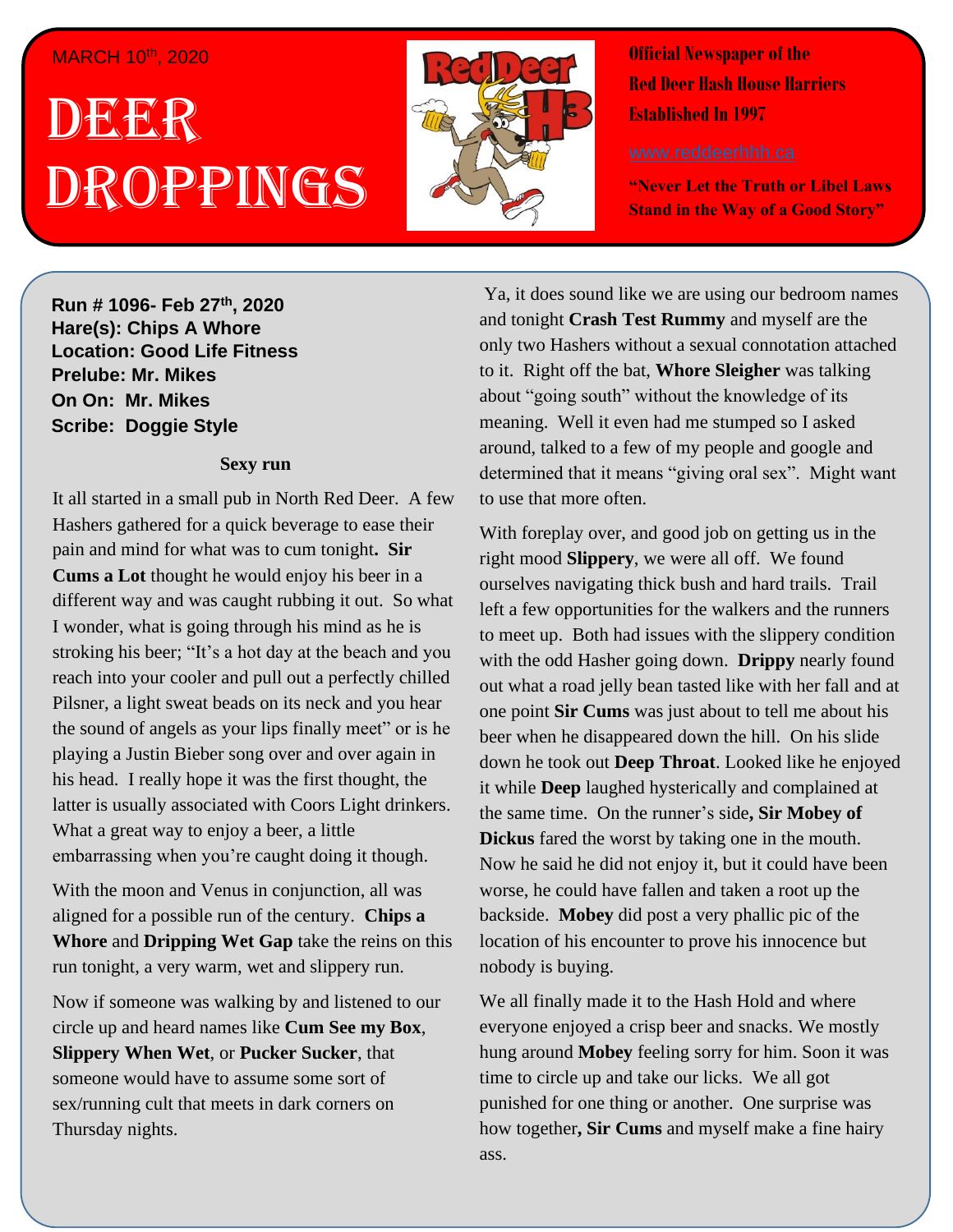MARCH 10th, 2020

# DEER DROPPINGS

**Official Newspaper of the Red Deer Hash House Harriers Established In 1997**

www.reddeerhhh.ca

**"Never Let the Truth or Libel Laws Stand in the Way of a Good Story"**

**Run # 1096- Feb 27th, 2020**
**Hare(s): Chips A Whore**
**Location: Good Life Fitness**
**Prelube: Mr. Mikes**
**On On: Mr. Mikes**
**Scribe: Doggie Style**

**Sexy run**

It all started in a small pub in North Red Deer. A few Hashers gathered for a quick beverage to ease their pain and mind for what was to cum tonight**. Sir Cums a Lot** thought he would enjoy his beer in a different way and was caught rubbing it out. So what I wonder, what is going through his mind as he is stroking his beer; "It's a hot day at the beach and you reach into your cooler and pull out a perfectly chilled Pilsner, a light sweat beads on its neck and you hear the sound of angels as your lips finally meet" or is he playing a Justin Bieber song over and over again in his head. I really hope it was the first thought, the latter is usually associated with Coors Light drinkers. What a great way to enjoy a beer, a little embarrassing when you're caught doing it though.

With the moon and Venus in conjunction, all was aligned for a possible run of the century. **Chips a Whore** and **Dripping Wet Gap** take the reins on this run tonight, a very warm, wet and slippery run.

Now if someone was walking by and listened to our circle up and heard names like **Cum See my Box**, **Slippery When Wet**, or **Pucker Sucker**, that someone would have to assume some sort of sex/running cult that meets in dark corners on Thursday nights.

Ya, it does sound like we are using our bedroom names and tonight **Crash Test Rummy** and myself are the only two Hashers without a sexual connotation attached to it. Right off the bat, **Whore Sleigher** was talking about "going south" without the knowledge of its meaning. Well it even had me stumped so I asked around, talked to a few of my people and google and determined that it means "giving oral sex". Might want to use that more often.

With foreplay over, and good job on getting us in the right mood **Slippery**, we were all off. We found ourselves navigating thick bush and hard trails. Trail left a few opportunities for the walkers and the runners to meet up. Both had issues with the slippery condition with the odd Hasher going down. **Drippy** nearly found out what a road jelly bean tasted like with her fall and at one point **Sir Cums** was just about to tell me about his beer when he disappeared down the hill. On his slide down he took out **Deep Throat**. Looked like he enjoyed it while **Deep** laughed hysterically and complained at the same time. On the runner's side**, Sir Mobey of Dickus** fared the worst by taking one in the mouth. Now he said he did not enjoy it, but it could have been worse, he could have fallen and taken a root up the backside. **Mobey** did post a very phallic pic of the location of his encounter to prove his innocence but nobody is buying.

We all finally made it to the Hash Hold and where everyone enjoyed a crisp beer and snacks. We mostly hung around **Mobey** feeling sorry for him. Soon it was time to circle up and take our licks. We all got punished for one thing or another. One surprise was how together**, Sir Cums** and myself make a fine hairy ass.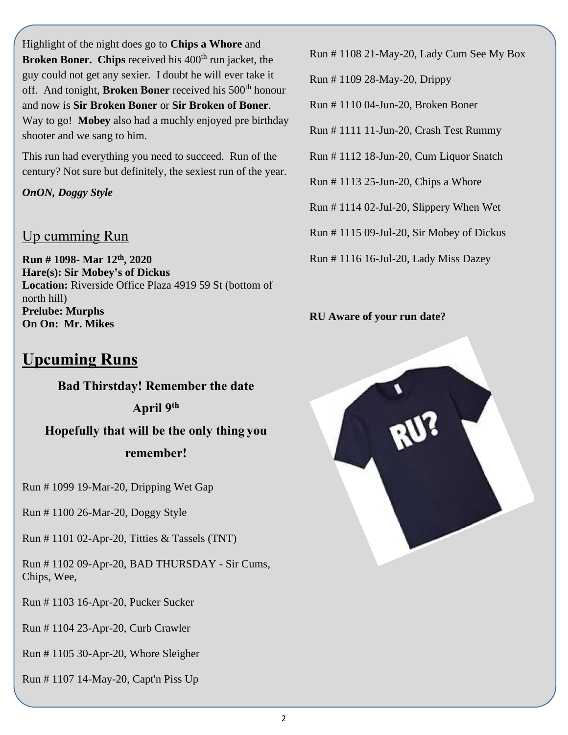Highlight of the night does go to **Chips a Whore** and **Broken Boner. Chips** received his 400th run jacket, the guy could not get any sexier. I doubt he will ever take it off. And tonight, **Broken Boner** received his 500th honour and now is **Sir Broken Boner** or **Sir Broken of Boner**. Way to go! **Mobey** also had a muchly enjoyed pre birthday shooter and we sang to him.

This run had everything you need to succeed. Run of the century? Not sure but definitely, the sexiest run of the year.

***OnON, Doggy Style***

## Up cumming Run

**Run # 1098- Mar 12th, 2020**
**Hare(s): Sir Mobey's of Dickus**
**Location:** Riverside Office Plaza 4919 59 St (bottom of north hill)
**Prelube: Murphs**
**On On: Mr. Mikes**

## Upcuming Runs

**Bad Thirstday! Remember the date**

**April 9th**

**Hopefully that will be the only thing you remember!**

Run # 1099 19-Mar-20, Dripping Wet Gap

Run # 1100 26-Mar-20, Doggy Style

Run # 1101 02-Apr-20, Titties & Tassels (TNT)

Run # 1102 09-Apr-20, BAD THURSDAY - Sir Cums, Chips, Wee,

Run # 1103 16-Apr-20, Pucker Sucker

Run # 1104 23-Apr-20, Curb Crawler

Run # 1105 30-Apr-20, Whore Sleigher

Run # 1107 14-May-20, Capt'n Piss Up

Run # 1108 21-May-20, Lady Cum See My Box

Run # 1109 28-May-20, Drippy

Run # 1110 04-Jun-20, Broken Boner

Run # 1111 11-Jun-20, Crash Test Rummy

Run # 1112 18-Jun-20, Cum Liquor Snatch

Run # 1113 25-Jun-20, Chips a Whore

Run # 1114 02-Jul-20, Slippery When Wet

Run # 1115 09-Jul-20, Sir Mobey of Dickus

Run # 1116 16-Jul-20, Lady Miss Dazey

**RU Aware of your run date?**